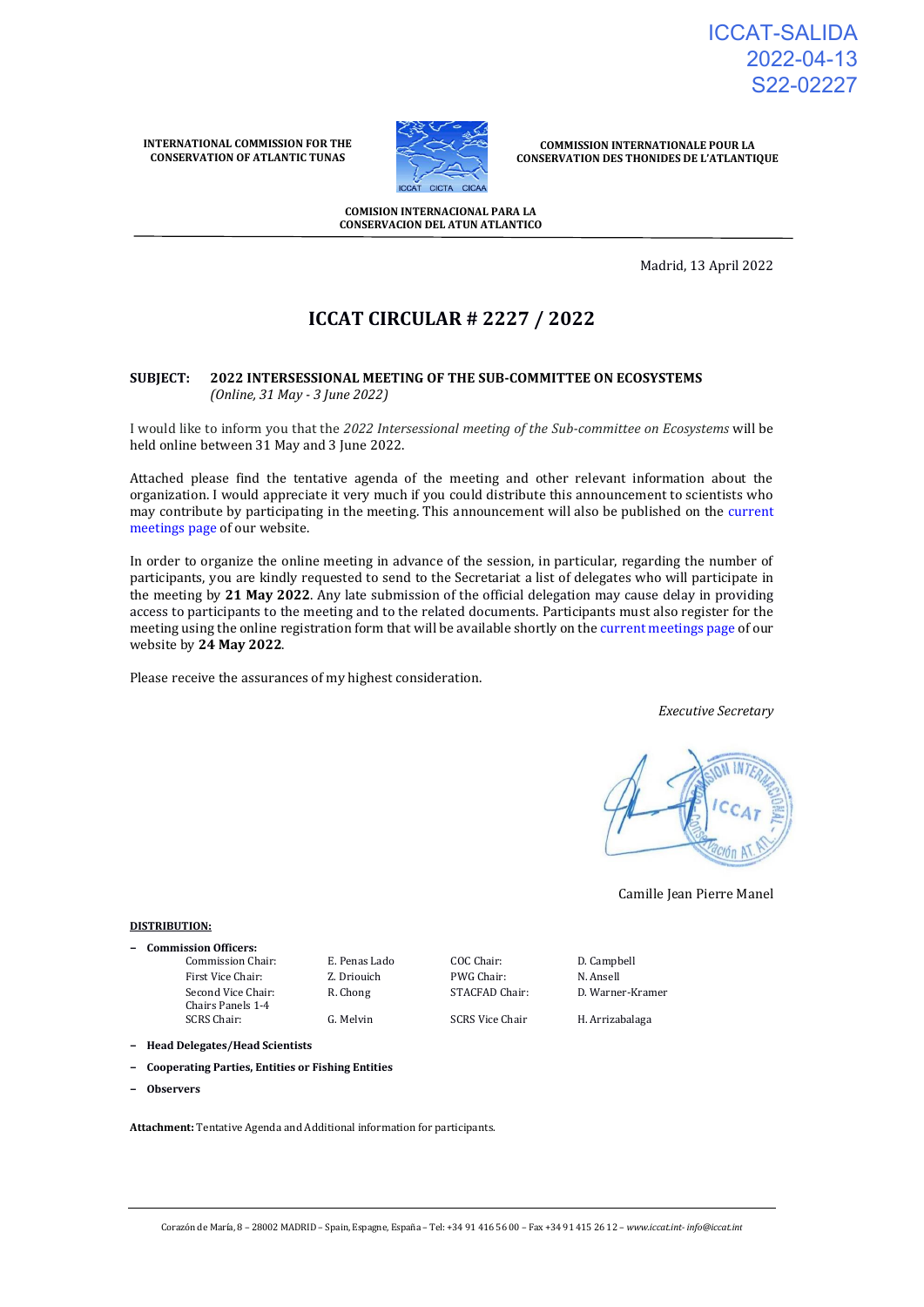ICCAT-SALIDA
2022-04-13
S22-02227

**INTERNATIONAL COMMISSION FOR THE CONSERVATION OF ATLANTIC TUNAS**

**COMMISSION INTERNATIONALE POUR LA CONSERVATION DES THONIDES DE L'ATLANTIQUE**

**COMISION INTERNACIONAL PARA LA CONSERVACION DEL ATUN ATLANTICO**

Madrid, 13 April 2022

# ICCAT CIRCULAR # 2227 / 2022

**SUBJECT: 2022 INTERSESSIONAL MEETING OF THE SUB-COMMITTEE ON ECOSYSTEMS**
*(Online, 31 May - 3 June 2022)*

I would like to inform you that the *2022 Intersessional meeting of the Sub-committee on Ecosystems* will be held online between 31 May and 3 June 2022.

Attached please find the tentative agenda of the meeting and other relevant information about the organization. I would appreciate it very much if you could distribute this announcement to scientists who may contribute by participating in the meeting. This announcement will also be published on the current meetings page of our website.

In order to organize the online meeting in advance of the session, in particular, regarding the number of participants, you are kindly requested to send to the Secretariat a list of delegates who will participate in the meeting by **21 May 2022**. Any late submission of the official delegation may cause delay in providing access to participants to the meeting and to the related documents. Participants must also register for the meeting using the online registration form that will be available shortly on the current meetings page of our website by **24 May 2022**.

Please receive the assurances of my highest consideration.

*Executive Secretary*

Camille Jean Pierre Manel

**DISTRIBUTION:**

- **Commission Officers:**

| | | | |
|---|---|---|---|
| Commission Chair: | E. Penas Lado | COC Chair: | D. Campbell |
| First Vice Chair: | Z. Driouich | PWG Chair: | N. Ansell |
| Second Vice Chair: | R. Chong | STACFAD Chair: | D. Warner-Kramer |
| Chairs Panels 1-4 | | | |
| SCRS Chair: | G. Melvin | SCRS Vice Chair | H. Arrizabalaga |

- **Head Delegates/Head Scientists**
- **Cooperating Parties, Entities or Fishing Entities**
- **Observers**

**Attachment:** Tentative Agenda and Additional information for participants.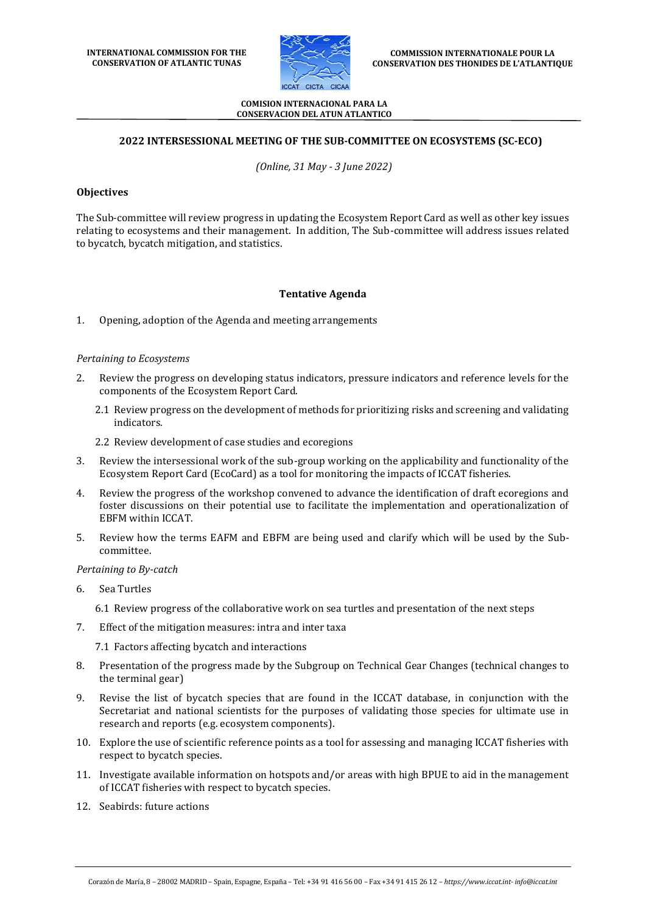INTERNATIONAL COMMISSION FOR THE CONSERVATION OF ATLANTIC TUNAS

COMMISSION INTERNATIONALE POUR LA CONSERVATION DES THONIDES DE L'ATLANTIQUE

COMISION INTERNACIONAL PARA LA CONSERVACION DEL ATUN ATLANTICO

## 2022 INTERSESSIONAL MEETING OF THE SUB-COMMITTEE ON ECOSYSTEMS (SC-ECO)

*(Online, 31 May - 3 June 2022)*

**Objectives**

The Sub-committee will review progress in updating the Ecosystem Report Card as well as other key issues relating to ecosystems and their management. In addition, The Sub-committee will address issues related to bycatch, bycatch mitigation, and statistics.

### Tentative Agenda

1. Opening, adoption of the Agenda and meeting arrangements

*Pertaining to Ecosystems*

2. Review the progress on developing status indicators, pressure indicators and reference levels for the components of the Ecosystem Report Card.

   2.1 Review progress on the development of methods for prioritizing risks and screening and validating indicators.

   2.2 Review development of case studies and ecoregions

3. Review the intersessional work of the sub-group working on the applicability and functionality of the Ecosystem Report Card (EcoCard) as a tool for monitoring the impacts of ICCAT fisheries.

4. Review the progress of the workshop convened to advance the identification of draft ecoregions and foster discussions on their potential use to facilitate the implementation and operationalization of EBFM within ICCAT.

5. Review how the terms EAFM and EBFM are being used and clarify which will be used by the Sub-committee.

*Pertaining to By-catch*

6. Sea Turtles

   6.1 Review progress of the collaborative work on sea turtles and presentation of the next steps

7. Effect of the mitigation measures: intra and inter taxa

   7.1 Factors affecting bycatch and interactions

8. Presentation of the progress made by the Subgroup on Technical Gear Changes (technical changes to the terminal gear)

9. Revise the list of bycatch species that are found in the ICCAT database, in conjunction with the Secretariat and national scientists for the purposes of validating those species for ultimate use in research and reports (e.g. ecosystem components).

10. Explore the use of scientific reference points as a tool for assessing and managing ICCAT fisheries with respect to bycatch species.

11. Investigate available information on hotspots and/or areas with high BPUE to aid in the management of ICCAT fisheries with respect to bycatch species.

12. Seabirds: future actions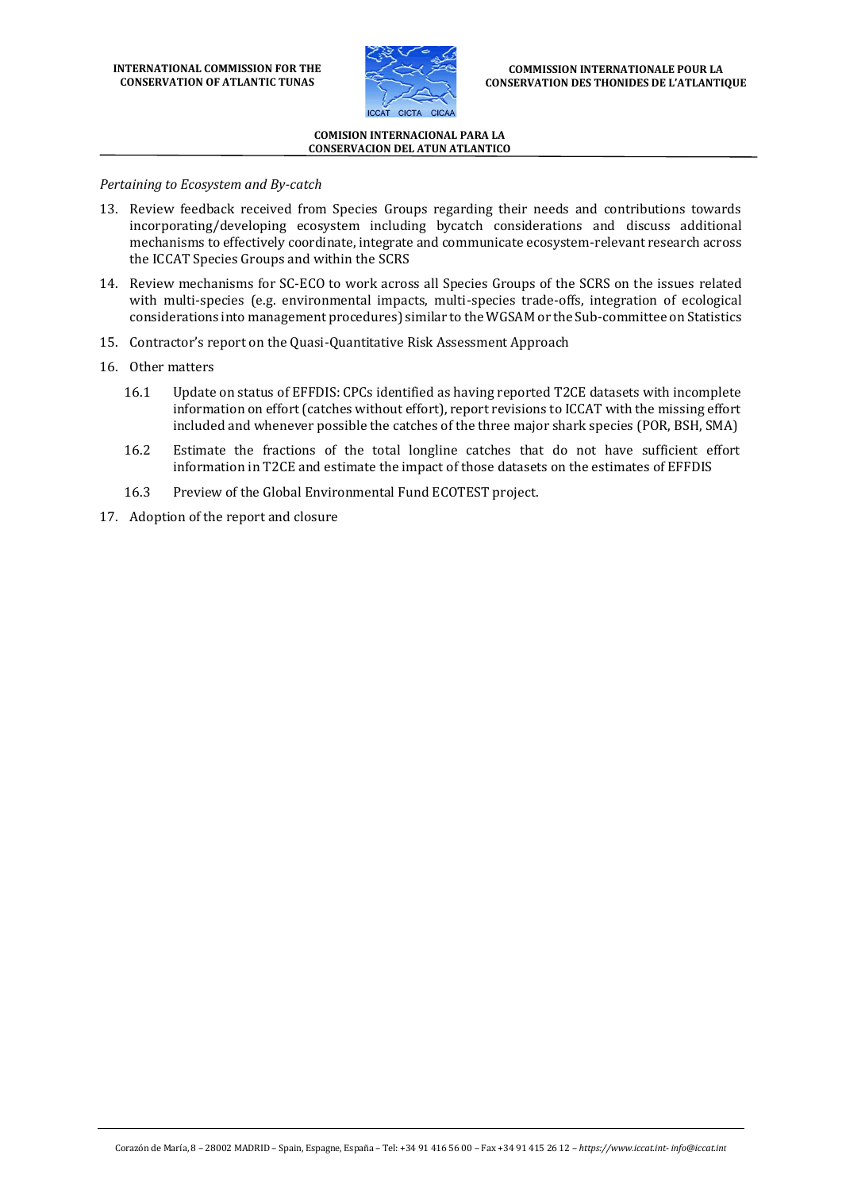*Pertaining to Ecosystem and By-catch*

13. Review feedback received from Species Groups regarding their needs and contributions towards incorporating/developing ecosystem including bycatch considerations and discuss additional mechanisms to effectively coordinate, integrate and communicate ecosystem-relevant research across the ICCAT Species Groups and within the SCRS
14. Review mechanisms for SC-ECO to work across all Species Groups of the SCRS on the issues related with multi-species (e.g. environmental impacts, multi-species trade-offs, integration of ecological considerations into management procedures) similar to the WGSAM or the Sub-committee on Statistics
15. Contractor's report on the Quasi-Quantitative Risk Assessment Approach
16. Other matters
    - 16.1 Update on status of EFFDIS: CPCs identified as having reported T2CE datasets with incomplete information on effort (catches without effort), report revisions to ICCAT with the missing effort included and whenever possible the catches of the three major shark species (POR, BSH, SMA)
    - 16.2 Estimate the fractions of the total longline catches that do not have sufficient effort information in T2CE and estimate the impact of those datasets on the estimates of EFFDIS
    - 16.3 Preview of the Global Environmental Fund ECOTEST project.
17. Adoption of the report and closure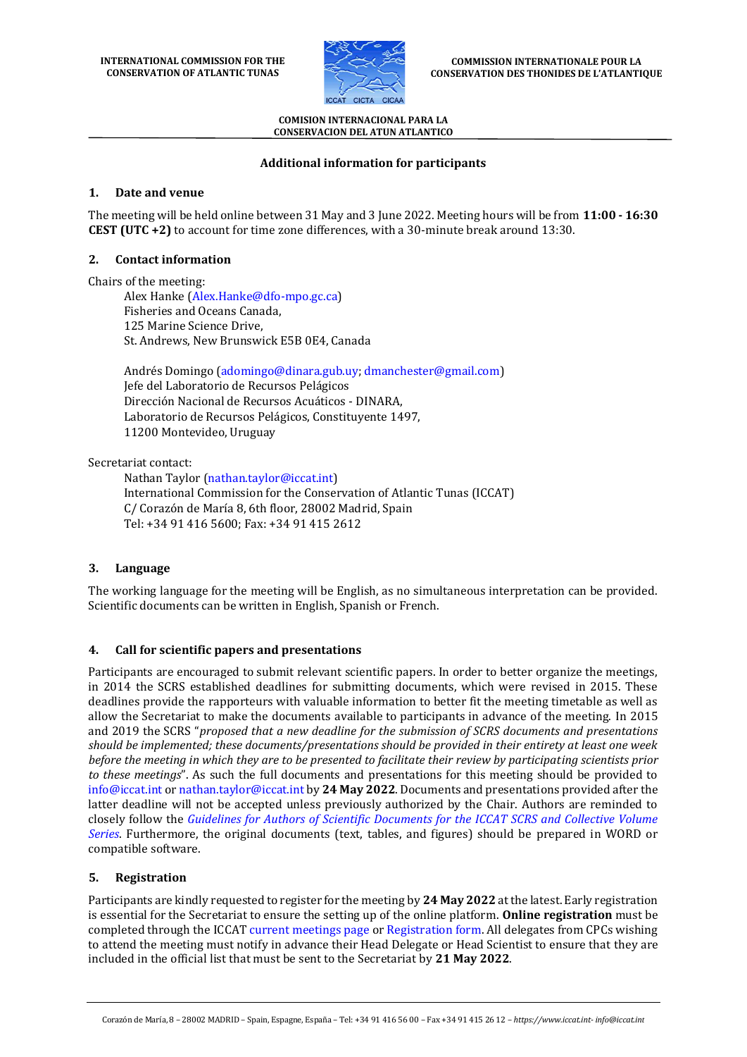**INTERNATIONAL COMMISSION FOR THE CONSERVATION OF ATLANTIC TUNAS**

**COMMISSION INTERNATIONALE POUR LA CONSERVATION DES THONIDES DE L'ATLANTIQUE**

**COMISION INTERNACIONAL PARA LA CONSERVACION DEL ATUN ATLANTICO**

## Additional information for participants

### 1. Date and venue

The meeting will be held online between 31 May and 3 June 2022. Meeting hours will be from **11:00 - 16:30 CEST (UTC +2)** to account for time zone differences, with a 30-minute break around 13:30.

### 2. Contact information

Chairs of the meeting:

Alex Hanke (Alex.Hanke@dfo-mpo.gc.ca)
Fisheries and Oceans Canada,
125 Marine Science Drive,
St. Andrews, New Brunswick E5B 0E4, Canada

Andrés Domingo (adomingo@dinara.gub.uy; dmanchester@gmail.com)
Jefe del Laboratorio de Recursos Pelágicos
Dirección Nacional de Recursos Acuáticos - DINARA,
Laboratorio de Recursos Pelágicos, Constituyente 1497,
11200 Montevideo, Uruguay

Secretariat contact:

Nathan Taylor (nathan.taylor@iccat.int)
International Commission for the Conservation of Atlantic Tunas (ICCAT)
C/ Corazón de María 8, 6th floor, 28002 Madrid, Spain
Tel: +34 91 416 5600; Fax: +34 91 415 2612

### 3. Language

The working language for the meeting will be English, as no simultaneous interpretation can be provided. Scientific documents can be written in English, Spanish or French.

### 4. Call for scientific papers and presentations

Participants are encouraged to submit relevant scientific papers. In order to better organize the meetings, in 2014 the SCRS established deadlines for submitting documents, which were revised in 2015. These deadlines provide the rapporteurs with valuable information to better fit the meeting timetable as well as allow the Secretariat to make the documents available to participants in advance of the meeting. In 2015 and 2019 the SCRS "*proposed that a new deadline for the submission of SCRS documents and presentations should be implemented; these documents/presentations should be provided in their entirety at least one week before the meeting in which they are to be presented to facilitate their review by participating scientists prior to these meetings*". As such the full documents and presentations for this meeting should be provided to info@iccat.int or nathan.taylor@iccat.int by **24 May 2022**. Documents and presentations provided after the latter deadline will not be accepted unless previously authorized by the Chair. Authors are reminded to closely follow the *Guidelines for Authors of Scientific Documents for the ICCAT SCRS and Collective Volume Series*. Furthermore, the original documents (text, tables, and figures) should be prepared in WORD or compatible software.

### 5. Registration

Participants are kindly requested to register for the meeting by **24 May 2022** at the latest. Early registration is essential for the Secretariat to ensure the setting up of the online platform. **Online registration** must be completed through the ICCAT current meetings page or Registration form. All delegates from CPCs wishing to attend the meeting must notify in advance their Head Delegate or Head Scientist to ensure that they are included in the official list that must be sent to the Secretariat by **21 May 2022**.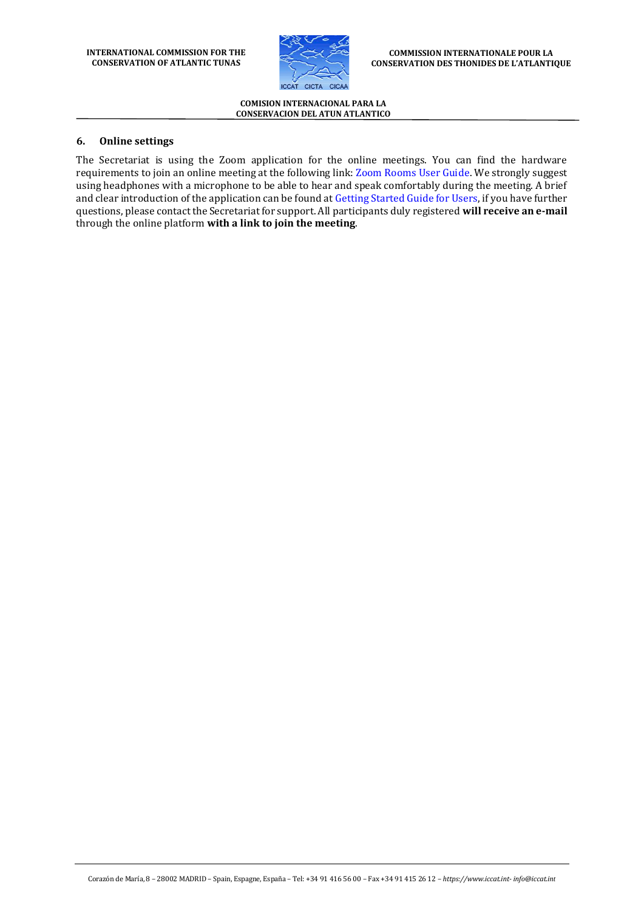## 6. Online settings

The Secretariat is using the Zoom application for the online meetings. You can find the hardware requirements to join an online meeting at the following link: Zoom Rooms User Guide. We strongly suggest using headphones with a microphone to be able to hear and speak comfortably during the meeting. A brief and clear introduction of the application can be found at Getting Started Guide for Users, if you have further questions, please contact the Secretariat for support. All participants duly registered **will receive an e-mail** through the online platform **with a link to join the meeting**.